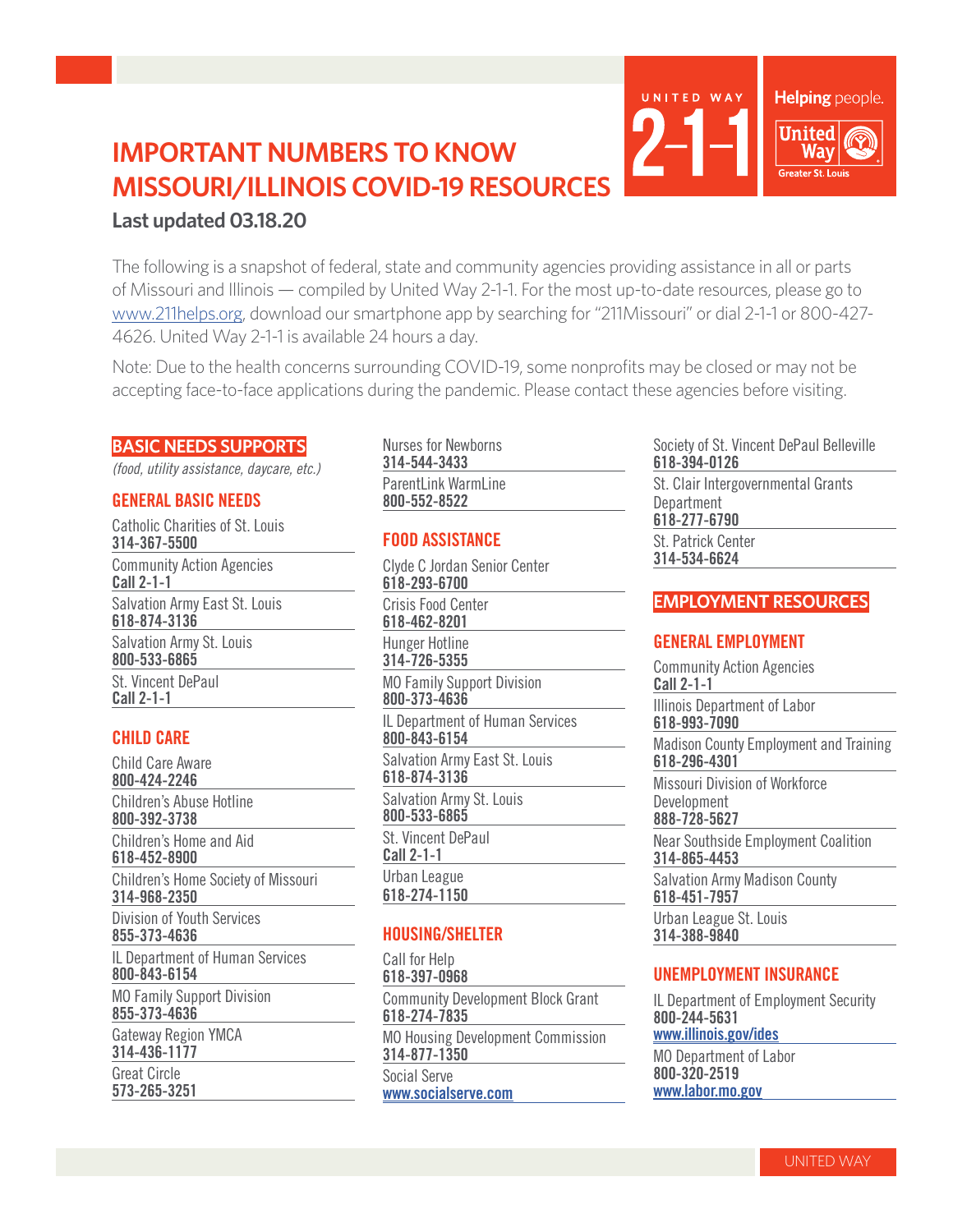# IMPORTANT NUMBERS TO KNOW MISSOURI/ILLINOIS COVID-19 RESOURCES

**Last updated 03.18.20**

The following is a snapshot of federal, state and community agencies providing assistance in all or parts of Missouri and Illinois — compiled by United Way 2-1-1. For the most up-to-date resources, please go to www.211helps.org, download our smartphone app by searching for "211Missouri" or dial 2-1-1 or 800-427-4626. United Way 2-1-1 is available 24 hours a day.

Note: Due to the health concerns surrounding COVID-19, some nonprofits may be closed or may not be accepting face-to-face applications during the pandemic. Please contact these agencies before visiting.

## BASIC NEEDS SUPPORTS

*(food, utility assistance, daycare, etc.)*

### GENERAL BASIC NEEDS

Catholic Charities of St. Louis
**314-367-5500**

Community Action Agencies
**Call 2-1-1**

Salvation Army East St. Louis
**618-874-3136**

Salvation Army St. Louis
**800-533-6865**

St. Vincent DePaul
**Call 2-1-1**

### CHILD CARE

Child Care Aware
**800-424-2246**

Children's Abuse Hotline
**800-392-3738**

Children's Home and Aid
**618-452-8900**

Children's Home Society of Missouri
**314-968-2350**

Division of Youth Services
**855-373-4636**

IL Department of Human Services
**800-843-6154**

MO Family Support Division
**855-373-4636**

Gateway Region YMCA
**314-436-1177**

Great Circle
**573-265-3251**

Nurses for Newborns
**314-544-3433**

ParentLink WarmLine
**800-552-8522**

### FOOD ASSISTANCE

Clyde C Jordan Senior Center
**618-293-6700**

Crisis Food Center
**618-462-8201**

Hunger Hotline
**314-726-5355**

MO Family Support Division
**800-373-4636**

IL Department of Human Services
**800-843-6154**

Salvation Army East St. Louis
**618-874-3136**

Salvation Army St. Louis
**800-533-6865**

St. Vincent DePaul
**Call 2-1-1**

Urban League
**618-274-1150**

### HOUSING/SHELTER

Call for Help
**618-397-0968**

Community Development Block Grant
**618-274-7835**

MO Housing Development Commission
**314-877-1350**

Social Serve
**www.socialserve.com**

Society of St. Vincent DePaul Belleville
**618-394-0126**

St. Clair Intergovernmental Grants Department
**618-277-6790**

St. Patrick Center
**314-534-6624**

## EMPLOYMENT RESOURCES

### GENERAL EMPLOYMENT

Community Action Agencies
**Call 2-1-1**

Illinois Department of Labor
**618-993-7090**

Madison County Employment and Training
**618-296-4301**

Missouri Division of Workforce Development
**888-728-5627**

Near Southside Employment Coalition
**314-865-4453**

Salvation Army Madison County
**618-451-7957**

Urban League St. Louis
**314-388-9840**

### UNEMPLOYMENT INSURANCE

IL Department of Employment Security
**800-244-5631**
**www.illinois.gov/ides**

MO Department of Labor
**800-320-2519**
**www.labor.mo.gov**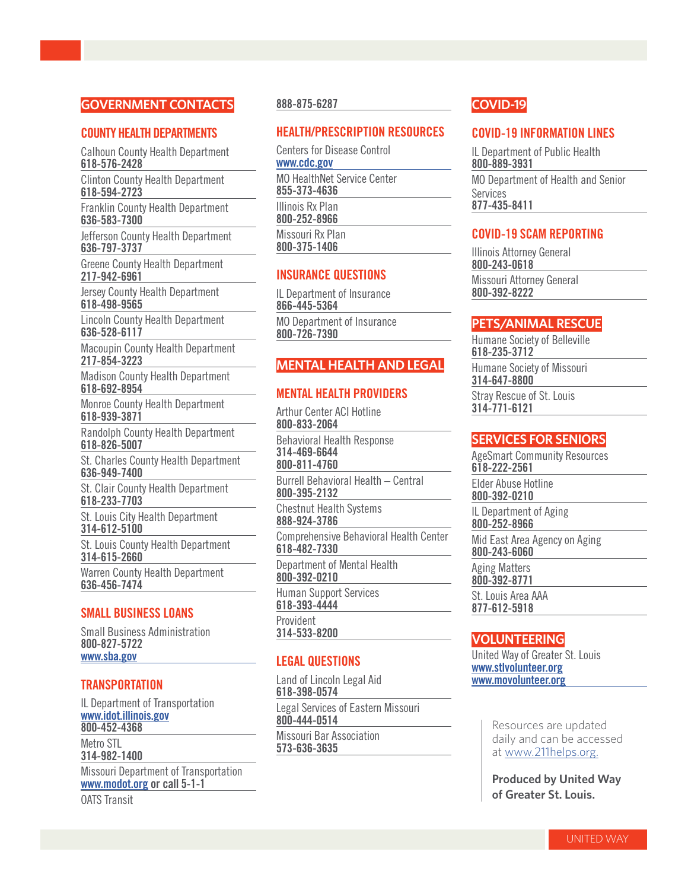## GOVERNMENT CONTACTS

### COUNTY HEALTH DEPARTMENTS

Calhoun County Health Department
**618-576-2428**

Clinton County Health Department
**618-594-2723**

Franklin County Health Department
**636-583-7300**

Jefferson County Health Department
**636-797-3737**

Greene County Health Department
**217-942-6961**

Jersey County Health Department
**618-498-9565**

Lincoln County Health Department
**636-528-6117**

Macoupin County Health Department
**217-854-3223**

Madison County Health Department
**618-692-8954**

Monroe County Health Department
**618-939-3871**

Randolph County Health Department
**618-826-5007**

St. Charles County Health Department
**636-949-7400**

St. Clair County Health Department
**618-233-7703**

St. Louis City Health Department
**314-612-5100**

St. Louis County Health Department
**314-615-2660**

Warren County Health Department
**636-456-7474**

### SMALL BUSINESS LOANS

Small Business Administration
**800-827-5722**
**www.sba.gov**

### TRANSPORTATION

IL Department of Transportation
**www.idot.illinois.gov**
**800-452-4368**

Metro STL
**314-982-1400**

Missouri Department of Transportation
**www.modot.org or call 5-1-1**

OATS Transit
**888-875-6287**

### HEALTH/PRESCRIPTION RESOURCES

Centers for Disease Control
**www.cdc.gov**

MO HealthNet Service Center
**855-373-4636**

Illinois Rx Plan
**800-252-8966**

Missouri Rx Plan
**800-375-1406**

### INSURANCE QUESTIONS

IL Department of Insurance
**866-445-5364**

MO Department of Insurance
**800-726-7390**

## MENTAL HEALTH AND LEGAL

### MENTAL HEALTH PROVIDERS

Arthur Center ACI Hotline
**800-833-2064**

Behavioral Health Response
**314-469-6644**
**800-811-4760**

Burrell Behavioral Health – Central
**800-395-2132**

Chestnut Health Systems
**888-924-3786**

Comprehensive Behavioral Health Center
**618-482-7330**

Department of Mental Health
**800-392-0210**

Human Support Services
**618-393-4444**

Provident
**314-533-8200**

### LEGAL QUESTIONS

Land of Lincoln Legal Aid
**618-398-0574**

Legal Services of Eastern Missouri
**800-444-0514**

Missouri Bar Association
**573-636-3635**

## COVID-19

### COVID-19 INFORMATION LINES

IL Department of Public Health
**800-889-3931**

MO Department of Health and Senior Services
**877-435-8411**

### COVID-19 SCAM REPORTING

Illinois Attorney General
**800-243-0618**

Missouri Attorney General
**800-392-8222**

## PETS/ANIMAL RESCUE

Humane Society of Belleville
**618-235-3712**

Humane Society of Missouri
**314-647-8800**

Stray Rescue of St. Louis
**314-771-6121**

## SERVICES FOR SENIORS

AgeSmart Community Resources
**618-222-2561**

Elder Abuse Hotline
**800-392-0210**

IL Department of Aging
**800-252-8966**

Mid East Area Agency on Aging
**800-243-6060**

Aging Matters
**800-392-8771**

St. Louis Area AAA
**877-612-5918**

## VOLUNTEERING

United Way of Greater St. Louis
**www.stlvolunteer.org**
**www.movolunteer.org**

Resources are updated daily and can be accessed at www.211helps.org.

**Produced by United Way of Greater St. Louis.**